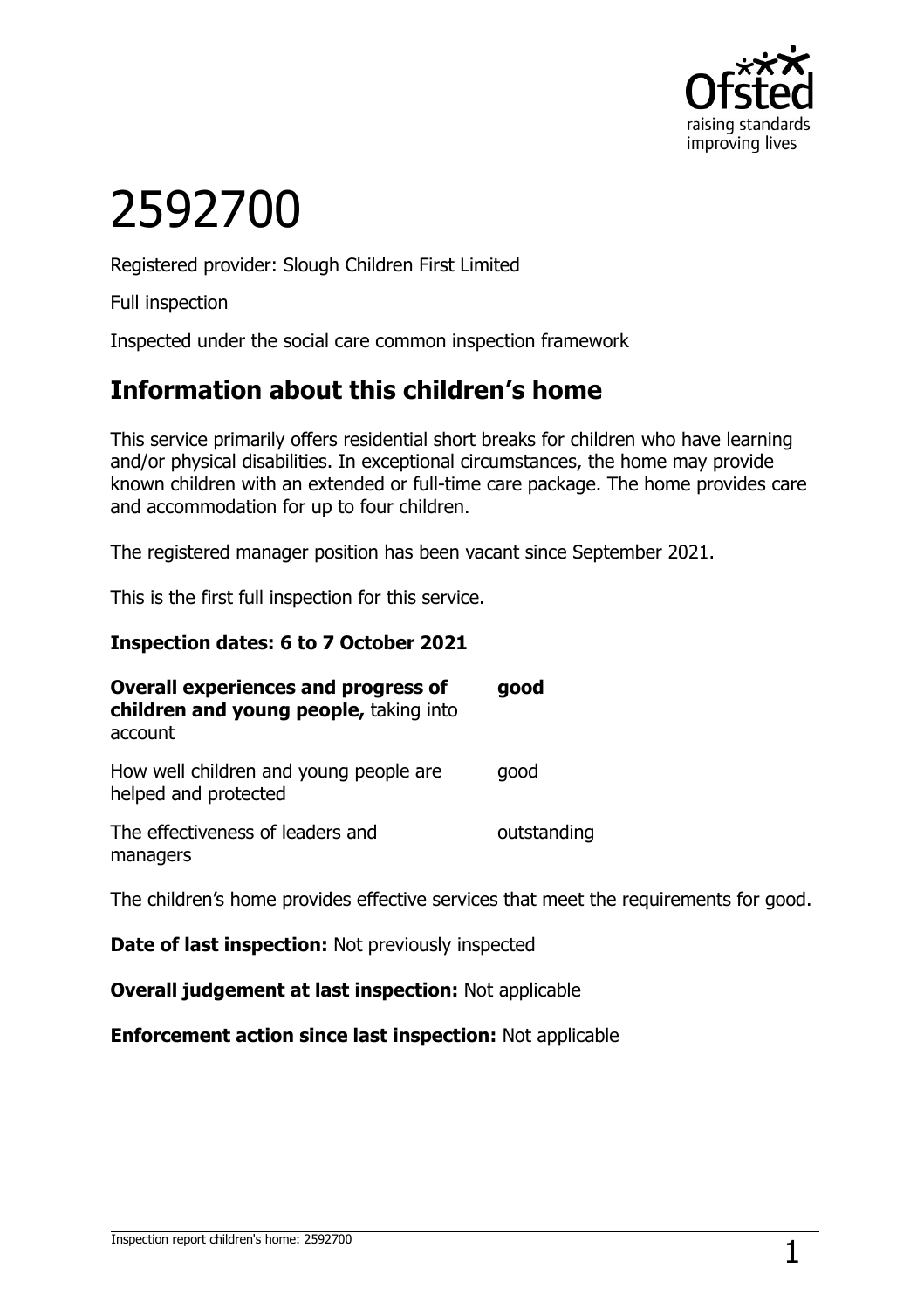# 2592700

Registered provider: Slough Children First Limited

Full inspection

Inspected under the social care common inspection framework

## Information about this children's home

This service primarily offers residential short breaks for children who have learning and/or physical disabilities. In exceptional circumstances, the home may provide known children with an extended or full-time care package. The home provides care and accommodation for up to four children.

The registered manager position has been vacant since September 2021.

This is the first full inspection for this service.

**Inspection dates: 6 to 7 October 2021**

| | |
|---|---|
| **Overall experiences and progress of children and young people,** taking into account | **good** |
| How well children and young people are helped and protected | good |
| The effectiveness of leaders and managers | outstanding |

The children's home provides effective services that meet the requirements for good.

**Date of last inspection:** Not previously inspected

**Overall judgement at last inspection:** Not applicable

**Enforcement action since last inspection:** Not applicable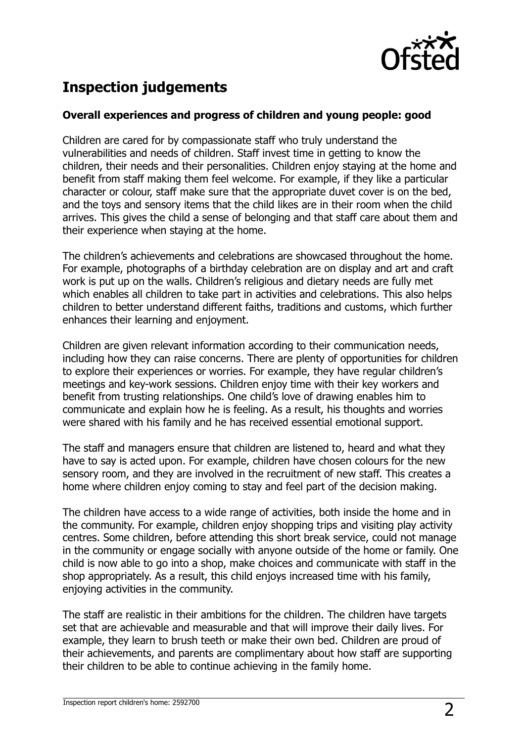## Inspection judgements

### Overall experiences and progress of children and young people: good

Children are cared for by compassionate staff who truly understand the vulnerabilities and needs of children. Staff invest time in getting to know the children, their needs and their personalities. Children enjoy staying at the home and benefit from staff making them feel welcome. For example, if they like a particular character or colour, staff make sure that the appropriate duvet cover is on the bed, and the toys and sensory items that the child likes are in their room when the child arrives. This gives the child a sense of belonging and that staff care about them and their experience when staying at the home.

The children's achievements and celebrations are showcased throughout the home. For example, photographs of a birthday celebration are on display and art and craft work is put up on the walls. Children's religious and dietary needs are fully met which enables all children to take part in activities and celebrations. This also helps children to better understand different faiths, traditions and customs, which further enhances their learning and enjoyment.

Children are given relevant information according to their communication needs, including how they can raise concerns. There are plenty of opportunities for children to explore their experiences or worries. For example, they have regular children's meetings and key-work sessions. Children enjoy time with their key workers and benefit from trusting relationships. One child's love of drawing enables him to communicate and explain how he is feeling. As a result, his thoughts and worries were shared with his family and he has received essential emotional support.

The staff and managers ensure that children are listened to, heard and what they have to say is acted upon. For example, children have chosen colours for the new sensory room, and they are involved in the recruitment of new staff. This creates a home where children enjoy coming to stay and feel part of the decision making.

The children have access to a wide range of activities, both inside the home and in the community. For example, children enjoy shopping trips and visiting play activity centres. Some children, before attending this short break service, could not manage in the community or engage socially with anyone outside of the home or family. One child is now able to go into a shop, make choices and communicate with staff in the shop appropriately. As a result, this child enjoys increased time with his family, enjoying activities in the community.

The staff are realistic in their ambitions for the children. The children have targets set that are achievable and measurable and that will improve their daily lives. For example, they learn to brush teeth or make their own bed. Children are proud of their achievements, and parents are complimentary about how staff are supporting their children to be able to continue achieving in the family home.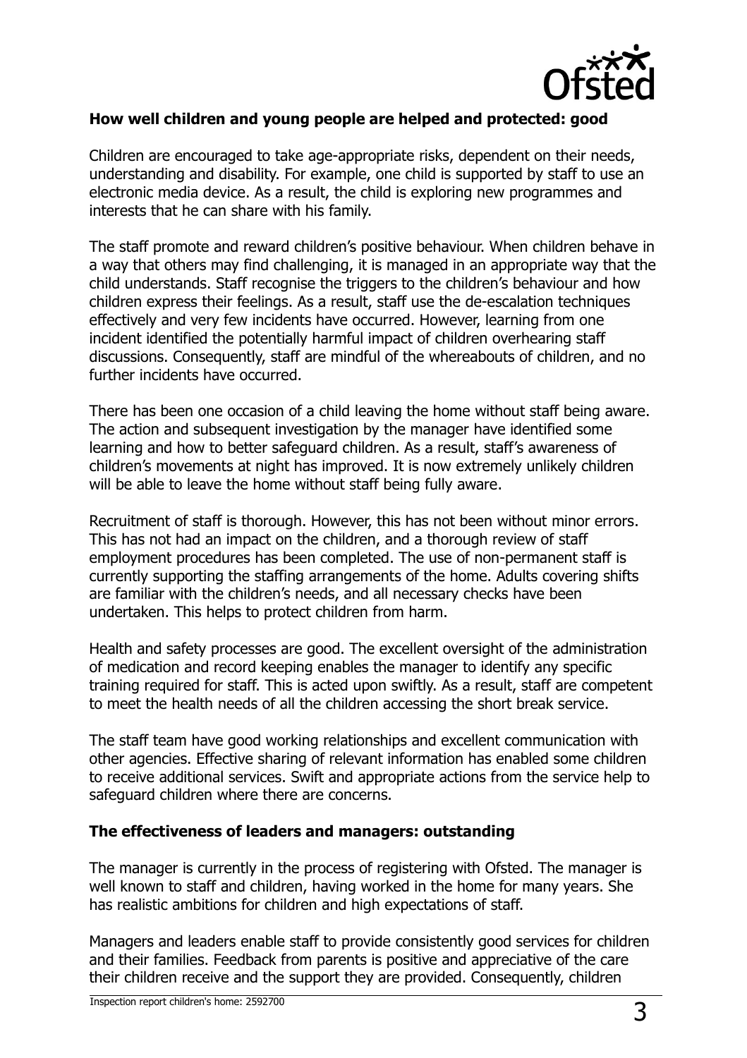**How well children and young people are helped and protected: good**

Children are encouraged to take age-appropriate risks, dependent on their needs, understanding and disability. For example, one child is supported by staff to use an electronic media device. As a result, the child is exploring new programmes and interests that he can share with his family.

The staff promote and reward children's positive behaviour. When children behave in a way that others may find challenging, it is managed in an appropriate way that the child understands. Staff recognise the triggers to the children's behaviour and how children express their feelings. As a result, staff use the de-escalation techniques effectively and very few incidents have occurred. However, learning from one incident identified the potentially harmful impact of children overhearing staff discussions. Consequently, staff are mindful of the whereabouts of children, and no further incidents have occurred.

There has been one occasion of a child leaving the home without staff being aware. The action and subsequent investigation by the manager have identified some learning and how to better safeguard children. As a result, staff's awareness of children's movements at night has improved. It is now extremely unlikely children will be able to leave the home without staff being fully aware.

Recruitment of staff is thorough. However, this has not been without minor errors. This has not had an impact on the children, and a thorough review of staff employment procedures has been completed. The use of non-permanent staff is currently supporting the staffing arrangements of the home. Adults covering shifts are familiar with the children's needs, and all necessary checks have been undertaken. This helps to protect children from harm.

Health and safety processes are good. The excellent oversight of the administration of medication and record keeping enables the manager to identify any specific training required for staff. This is acted upon swiftly. As a result, staff are competent to meet the health needs of all the children accessing the short break service.

The staff team have good working relationships and excellent communication with other agencies. Effective sharing of relevant information has enabled some children to receive additional services. Swift and appropriate actions from the service help to safeguard children where there are concerns.

**The effectiveness of leaders and managers: outstanding**

The manager is currently in the process of registering with Ofsted. The manager is well known to staff and children, having worked in the home for many years. She has realistic ambitions for children and high expectations of staff.

Managers and leaders enable staff to provide consistently good services for children and their families. Feedback from parents is positive and appreciative of the care their children receive and the support they are provided. Consequently, children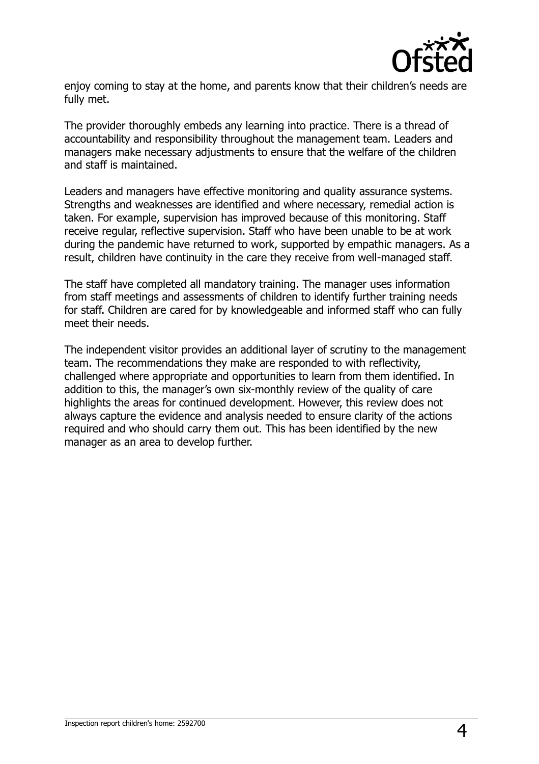enjoy coming to stay at the home, and parents know that their children's needs are fully met.

The provider thoroughly embeds any learning into practice. There is a thread of accountability and responsibility throughout the management team. Leaders and managers make necessary adjustments to ensure that the welfare of the children and staff is maintained.

Leaders and managers have effective monitoring and quality assurance systems. Strengths and weaknesses are identified and where necessary, remedial action is taken. For example, supervision has improved because of this monitoring. Staff receive regular, reflective supervision. Staff who have been unable to be at work during the pandemic have returned to work, supported by empathic managers. As a result, children have continuity in the care they receive from well-managed staff.

The staff have completed all mandatory training. The manager uses information from staff meetings and assessments of children to identify further training needs for staff. Children are cared for by knowledgeable and informed staff who can fully meet their needs.

The independent visitor provides an additional layer of scrutiny to the management team. The recommendations they make are responded to with reflectivity, challenged where appropriate and opportunities to learn from them identified. In addition to this, the manager's own six-monthly review of the quality of care highlights the areas for continued development. However, this review does not always capture the evidence and analysis needed to ensure clarity of the actions required and who should carry them out. This has been identified by the new manager as an area to develop further.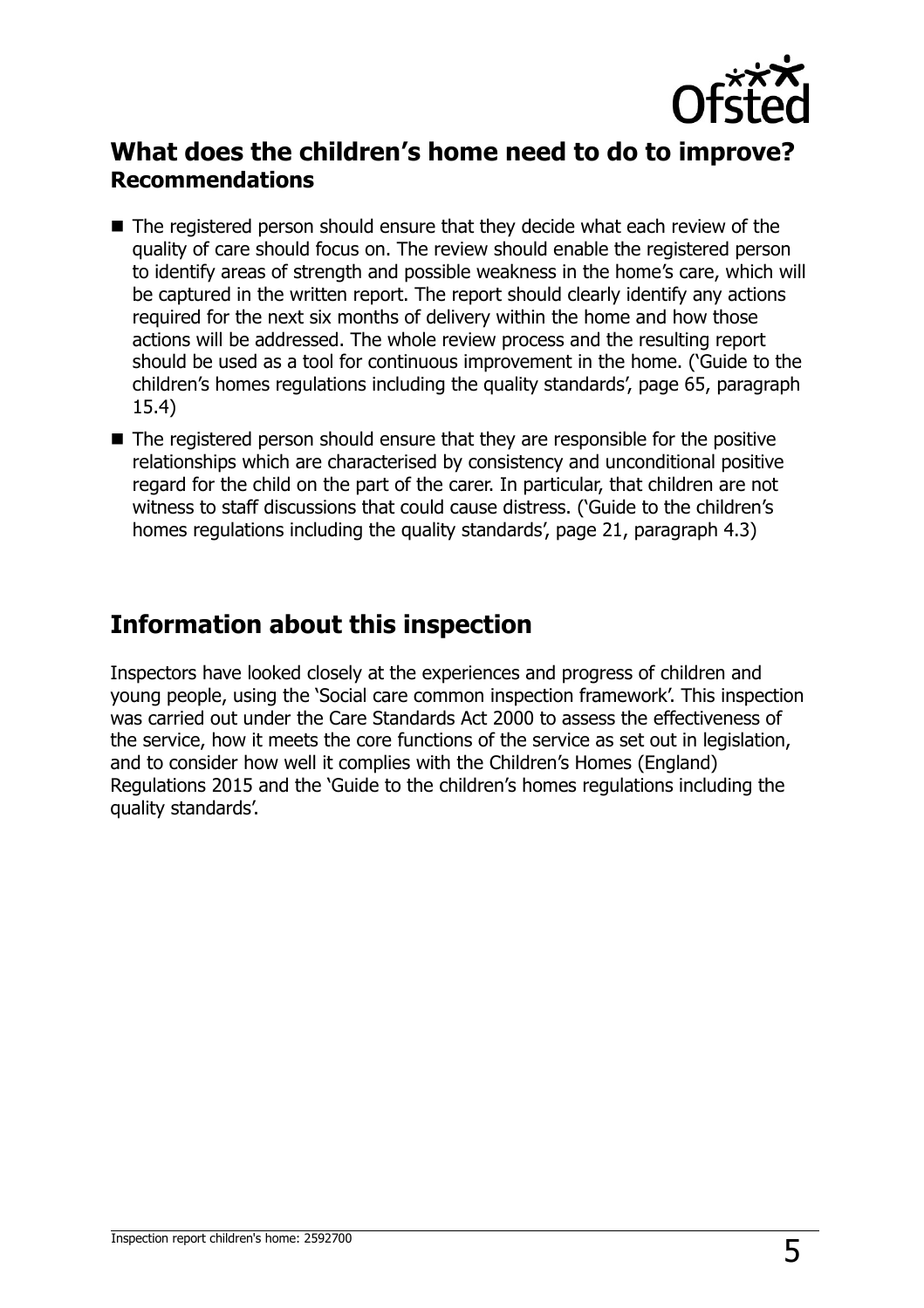## What does the children's home need to do to improve?

### Recommendations

- The registered person should ensure that they decide what each review of the quality of care should focus on. The review should enable the registered person to identify areas of strength and possible weakness in the home's care, which will be captured in the written report. The report should clearly identify any actions required for the next six months of delivery within the home and how those actions will be addressed. The whole review process and the resulting report should be used as a tool for continuous improvement in the home. ('Guide to the children's homes regulations including the quality standards', page 65, paragraph 15.4)
- The registered person should ensure that they are responsible for the positive relationships which are characterised by consistency and unconditional positive regard for the child on the part of the carer. In particular, that children are not witness to staff discussions that could cause distress. ('Guide to the children's homes regulations including the quality standards', page 21, paragraph 4.3)

## Information about this inspection

Inspectors have looked closely at the experiences and progress of children and young people, using the 'Social care common inspection framework'. This inspection was carried out under the Care Standards Act 2000 to assess the effectiveness of the service, how it meets the core functions of the service as set out in legislation, and to consider how well it complies with the Children's Homes (England) Regulations 2015 and the 'Guide to the children's homes regulations including the quality standards'.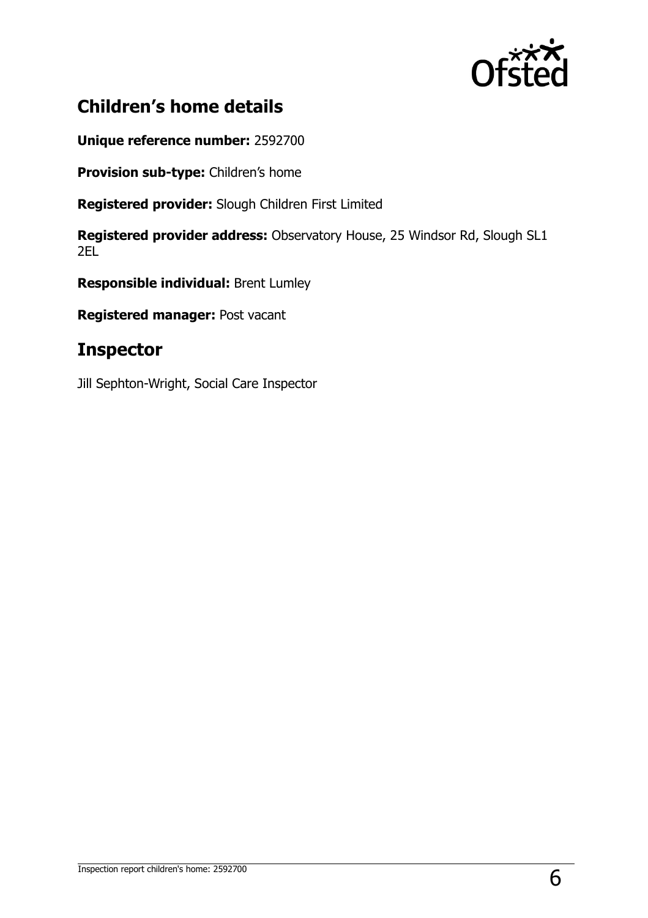## Children's home details

**Unique reference number:** 2592700

**Provision sub-type:** Children's home

**Registered provider:** Slough Children First Limited

**Registered provider address:** Observatory House, 25 Windsor Rd, Slough SL1 2EL

**Responsible individual:** Brent Lumley

**Registered manager:** Post vacant

## Inspector

Jill Sephton-Wright, Social Care Inspector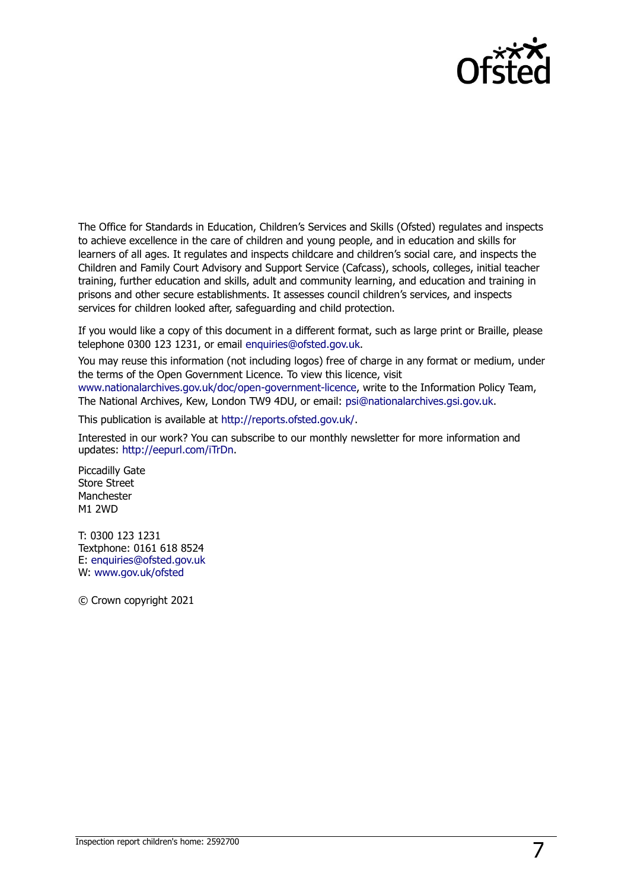The Office for Standards in Education, Children's Services and Skills (Ofsted) regulates and inspects to achieve excellence in the care of children and young people, and in education and skills for learners of all ages. It regulates and inspects childcare and children's social care, and inspects the Children and Family Court Advisory and Support Service (Cafcass), schools, colleges, initial teacher training, further education and skills, adult and community learning, and education and training in prisons and other secure establishments. It assesses council children's services, and inspects services for children looked after, safeguarding and child protection.

If you would like a copy of this document in a different format, such as large print or Braille, please telephone 0300 123 1231, or email enquiries@ofsted.gov.uk.

You may reuse this information (not including logos) free of charge in any format or medium, under the terms of the Open Government Licence. To view this licence, visit www.nationalarchives.gov.uk/doc/open-government-licence, write to the Information Policy Team, The National Archives, Kew, London TW9 4DU, or email: psi@nationalarchives.gsi.gov.uk.

This publication is available at http://reports.ofsted.gov.uk/.

Interested in our work? You can subscribe to our monthly newsletter for more information and updates: http://eepurl.com/iTrDn.

Piccadilly Gate
Store Street
Manchester
M1 2WD

T: 0300 123 1231
Textphone: 0161 618 8524
E: enquiries@ofsted.gov.uk
W: www.gov.uk/ofsted

© Crown copyright 2021